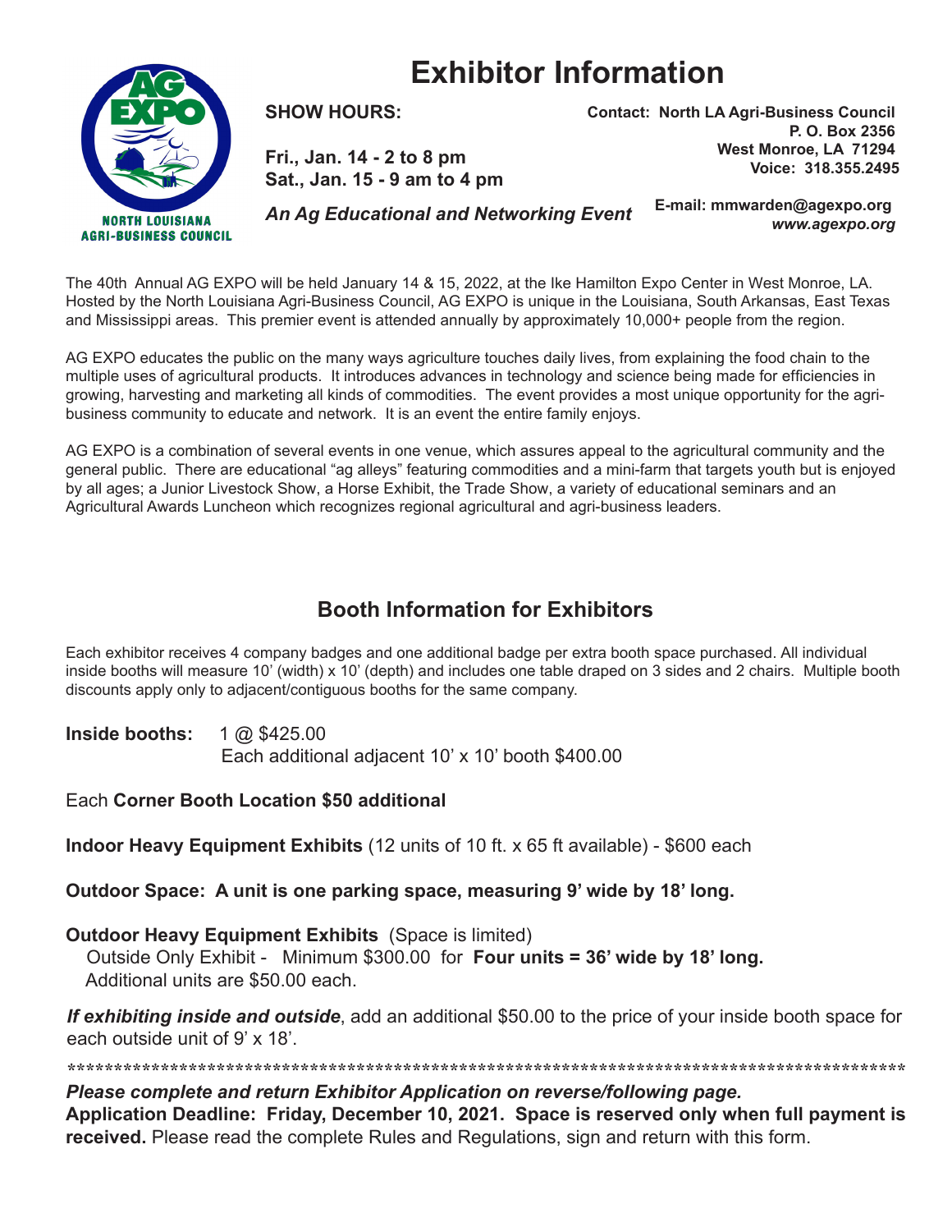# Exhibitor Information

NORTH LOUISIANA AGRI-BUSINESS COUNCIL

**SHOW HOURS:**

**Fri., Jan. 14 - 2 to 8 pm**
**Sat., Jan. 15 - 9 am to 4 pm**

***An Ag Educational and Networking Event***

**Contact: North LA Agri-Business Council**
**P. O. Box 2356**
**West Monroe, LA 71294**
**Voice: 318.355.2495**

**E-mail: mmwarden@agexpo.org**
***www.agexpo.org***

The 40th Annual AG EXPO will be held January 14 & 15, 2022, at the Ike Hamilton Expo Center in West Monroe, LA. Hosted by the North Louisiana Agri-Business Council, AG EXPO is unique in the Louisiana, South Arkansas, East Texas and Mississippi areas. This premier event is attended annually by approximately 10,000+ people from the region.

AG EXPO educates the public on the many ways agriculture touches daily lives, from explaining the food chain to the multiple uses of agricultural products. It introduces advances in technology and science being made for efficiencies in growing, harvesting and marketing all kinds of commodities. The event provides a most unique opportunity for the agri-business community to educate and network. It is an event the entire family enjoys.

AG EXPO is a combination of several events in one venue, which assures appeal to the agricultural community and the general public. There are educational "ag alleys" featuring commodities and a mini-farm that targets youth but is enjoyed by all ages; a Junior Livestock Show, a Horse Exhibit, the Trade Show, a variety of educational seminars and an Agricultural Awards Luncheon which recognizes regional agricultural and agri-business leaders.

## Booth Information for Exhibitors

Each exhibitor receives 4 company badges and one additional badge per extra booth space purchased. All individual inside booths will measure 10' (width) x 10' (depth) and includes one table draped on 3 sides and 2 chairs. Multiple booth discounts apply only to adjacent/contiguous booths for the same company.

**Inside booths:** 1 @ $425.00
Each additional adjacent 10' x 10' booth $400.00

Each **Corner Booth Location $50 additional**

**Indoor Heavy Equipment Exhibits** (12 units of 10 ft. x 65 ft available) - $600 each

**Outdoor Space: A unit is one parking space, measuring 9' wide by 18' long.**

**Outdoor Heavy Equipment Exhibits** (Space is limited)
Outside Only Exhibit - Minimum $300.00 for **Four units = 36' wide by 18' long.**
Additional units are $50.00 each.

***If exhibiting inside and outside***, add an additional $50.00 to the price of your inside booth space for each outside unit of 9' x 18'.

*****************************************************************************************************

***Please complete and return Exhibitor Application on reverse/following page.***
**Application Deadline: Friday, December 10, 2021. Space is reserved only when full payment is received.** Please read the complete Rules and Regulations, sign and return with this form.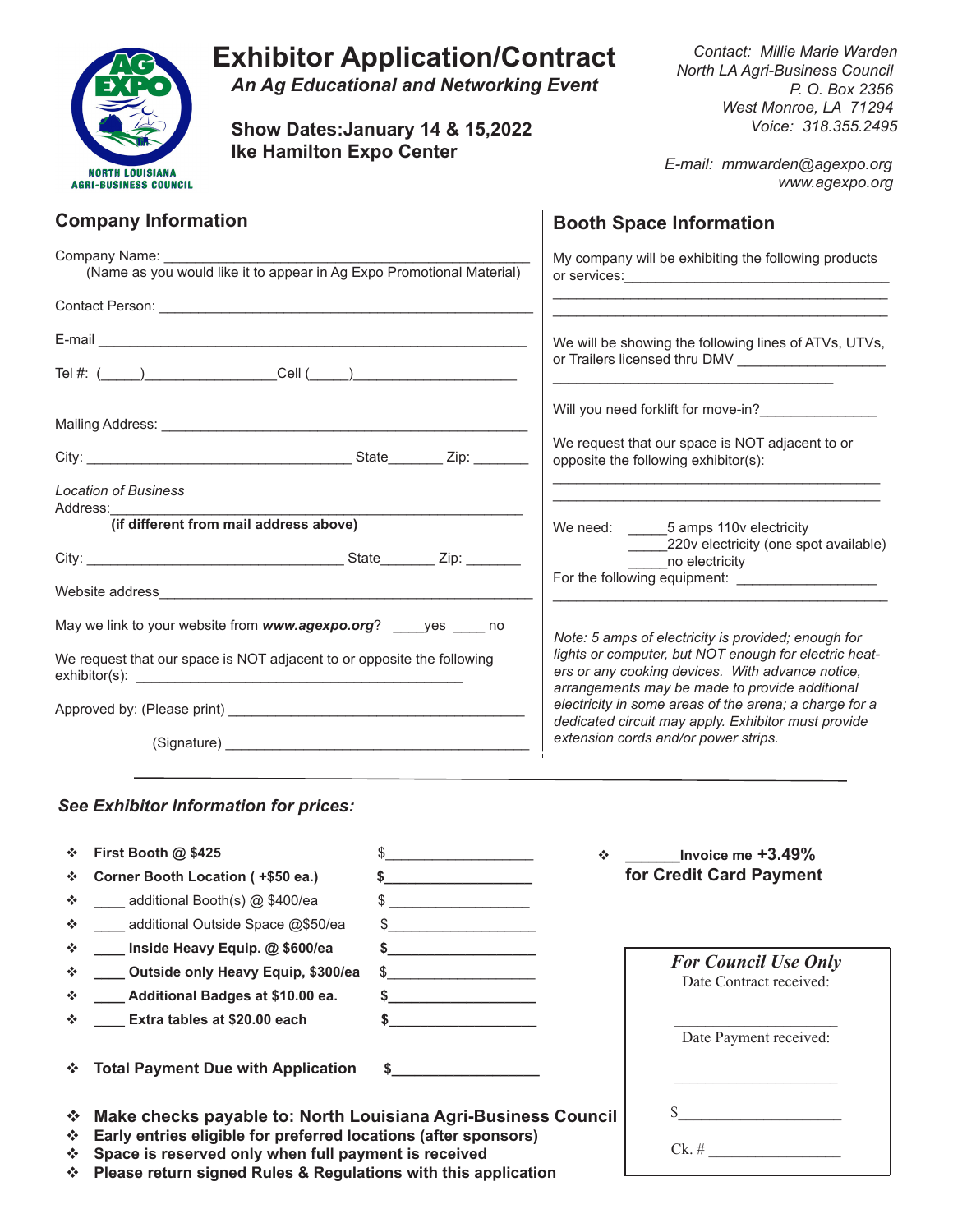NORTH LOUISIANA AGRI-BUSINESS COUNCIL

# Exhibitor Application/Contract

***An Ag Educational and Networking Event***

**Show Dates:January 14 & 15,2022**
**Ike Hamilton Expo Center**

*Contact: Millie Marie Warden*
*North LA Agri-Business Council*
*P. O. Box 2356*
*West Monroe, LA 71294*
*Voice: 318.355.2495*

*E-mail: mmwarden@agexpo.org*
*www.agexpo.org*

## Company Information

Company Name: ______________________________________________
(Name as you would like it to appear in Ag Expo Promotional Material)

Contact Person: ______________________________________________

E-mail ______________________________________________________

Tel #: (_____)________________Cell (_____)____________________

Mailing Address: _____________________________________________

City: _________________________________ State_______ Zip: _______

*Location of Business*
Address:_____________________________________________________
**(if different from mail address above)**

City: _______________________________ State_______ Zip: _______

Website address_______________________________________________

May we link to your website from ***www.agexpo.org***? ____yes ____ no

We request that our space is NOT adjacent to or opposite the following exhibitor(s): ____________________________________________

Approved by: (Please print) _____________________________________

(Signature) _____________________________________

## Booth Space Information

My company will be exhibiting the following products or services:_________________________________
_______________________________________________
_______________________________________________

We will be showing the following lines of ATVs, UTVs, or Trailers licensed thru DMV ___________________
_____________________________________

Will you need forklift for move-in?______________

We request that our space is NOT adjacent to or opposite the following exhibitor(s):
_______________________________________________
_______________________________________________

We need: _____5 amps 110v electricity
_____220v electricity (one spot available)
_____no electricity
For the following equipment: _________________
_______________________________________________

*Note: 5 amps of electricity is provided; enough for lights or computer, but NOT enough for electric heaters or any cooking devices. With advance notice, arrangements may be made to provide additional electricity in some areas of the arena; a charge for a dedicated circuit may apply. Exhibitor must provide extension cords and/or power strips.*

***See Exhibitor Information for prices:***

- **First Booth @ $425** $__________________
- **Corner Booth Location ( +$50 ea.)** **$__________________**
- ____ additional Booth(s) @ $400/ea $ __________________
- ____ additional Outside Space @$50/ea $__________________
- **____ Inside Heavy Equip. @ $600/ea** **$__________________**
- **____ Outside only Heavy Equip, $300/ea** $__________________
- **____ Additional Badges at $10.00 ea.** **$__________________**
- **____ Extra tables at $20.00 each** **$__________________**

- **Total Payment Due with Application** **$__________________**

- ______**Invoice me +3.49% for Credit Card Payment**

- **Make checks payable to: North Louisiana Agri-Business Council**
- **Early entries eligible for preferred locations (after sponsors)**
- **Space is reserved only when full payment is received**
- **Please return signed Rules & Regulations with this application**

***For Council Use Only***
Date Contract received:
____________________
Date Payment received:
____________________
$____________________
Ck. # ________________